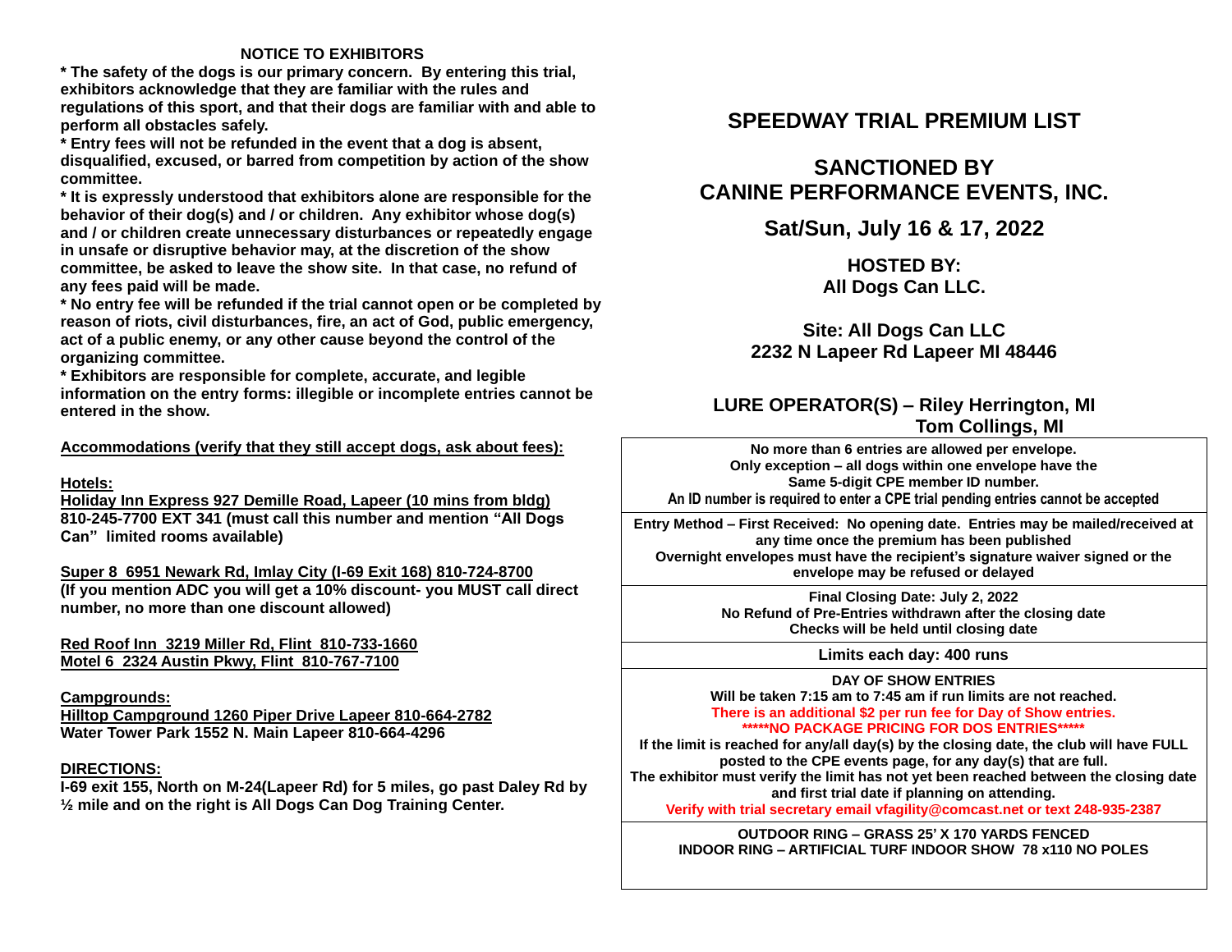### NOTICE TO EXHIBITORS

**\* The safety of the dogs is our primary concern. By entering this trial, exhibitors acknowledge that they are familiar with the rules and regulations of this sport, and that their dogs are familiar with and able to perform all obstacles safely.**

**\* Entry fees will not be refunded in the event that a dog is absent, disqualified, excused, or barred from competition by action of the show committee.**

**\* It is expressly understood that exhibitors alone are responsible for the behavior of their dog(s) and / or children. Any exhibitor whose dog(s) and / or children create unnecessary disturbances or repeatedly engage in unsafe or disruptive behavior may, at the discretion of the show committee, be asked to leave the show site. In that case, no refund of any fees paid will be made.**

**\* No entry fee will be refunded if the trial cannot open or be completed by reason of riots, civil disturbances, fire, an act of God, public emergency, act of a public enemy, or any other cause beyond the control of the organizing committee.**

**\* Exhibitors are responsible for complete, accurate, and legible information on the entry forms: illegible or incomplete entries cannot be entered in the show.**

**Accommodations (verify that they still accept dogs, ask about fees):**

**Hotels:**

**Holiday Inn Express 927 Demille Road, Lapeer (10 mins from bldg)**
**810-245-7700 EXT 341 (must call this number and mention "All Dogs Can" limited rooms available)**

**Super 8 6951 Newark Rd, Imlay City (I-69 Exit 168) 810-724-8700**
**(If you mention ADC you will get a 10% discount- you MUST call direct number, no more than one discount allowed)**

**Red Roof Inn 3219 Miller Rd, Flint 810-733-1660**
**Motel 6 2324 Austin Pkwy, Flint 810-767-7100**

**Campgrounds:**

**Hilltop Campground 1260 Piper Drive Lapeer 810-664-2782**
**Water Tower Park 1552 N. Main Lapeer 810-664-4296**

**DIRECTIONS:**

**I-69 exit 155, North on M-24(Lapeer Rd) for 5 miles, go past Daley Rd by ½ mile and on the right is All Dogs Can Dog Training Center.**

# SPEEDWAY TRIAL PREMIUM LIST

## SANCTIONED BY CANINE PERFORMANCE EVENTS, INC.

## Sat/Sun, July 16 & 17, 2022

### HOSTED BY: All Dogs Can LLC.

### Site: All Dogs Can LLC 2232 N Lapeer Rd Lapeer MI 48446

### LURE OPERATOR(S) – Riley Herrington, MI
### Tom Collings, MI

**No more than 6 entries are allowed per envelope.**
**Only exception – all dogs within one envelope have the Same 5-digit CPE member ID number.**
**An ID number is required to enter a CPE trial pending entries cannot be accepted**

**Entry Method – First Received: No opening date. Entries may be mailed/received at any time once the premium has been published**
**Overnight envelopes must have the recipient's signature waiver signed or the envelope may be refused or delayed**

**Final Closing Date: July 2, 2022**
**No Refund of Pre-Entries withdrawn after the closing date**
**Checks will be held until closing date**

**Limits each day: 400 runs**

**DAY OF SHOW ENTRIES**
**Will be taken 7:15 am to 7:45 am if run limits are not reached.**
**There is an additional $2 per run fee for Day of Show entries.**
**\*\*\*\*\*NO PACKAGE PRICING FOR DOS ENTRIES\*\*\*\*\***
**If the limit is reached for any/all day(s) by the closing date, the club will have FULL posted to the CPE events page, for any day(s) that are full.**
**The exhibitor must verify the limit has not yet been reached between the closing date and first trial date if planning on attending.**
**Verify with trial secretary email vfagility@comcast.net or text 248-935-2387**

**OUTDOOR RING – GRASS 25' X 170 YARDS FENCED**
**INDOOR RING – ARTIFICIAL TURF INDOOR SHOW 78 x110 NO POLES**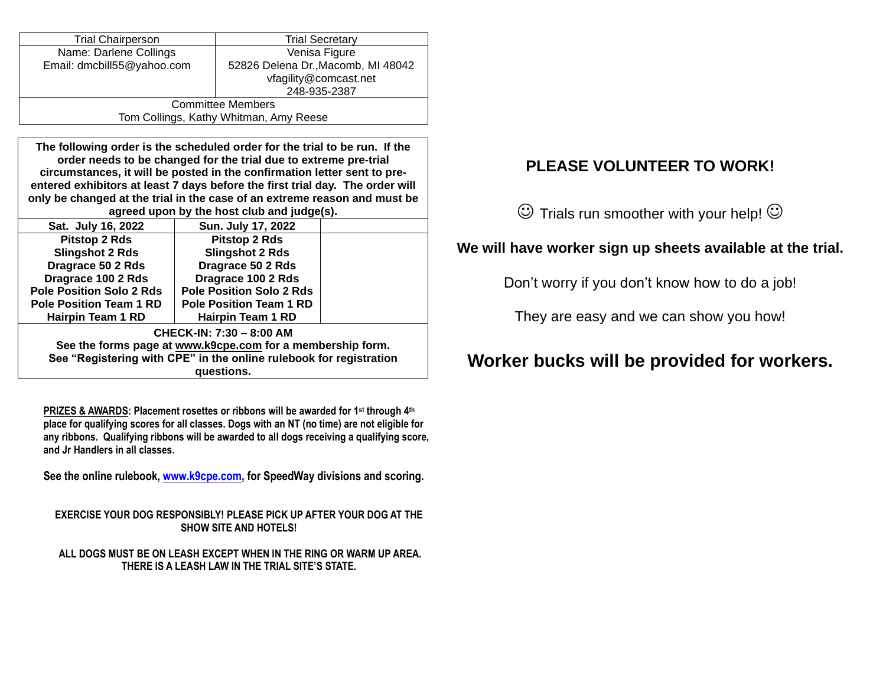| Trial Chairperson | Trial Secretary |
|---|---|
| Name: Darlene Collings<br>Email: dmcbill55@yahoo.com | Venisa Figure<br>52826 Delena Dr.,Macomb, MI 48042<br>vfagility@comcast.net<br>248-935-2387 |
| Committee Members<br>Tom Collings, Kathy Whitman, Amy Reese | |

**The following order is the scheduled order for the trial to be run. If the order needs to be changed for the trial due to extreme pre-trial circumstances, it will be posted in the confirmation letter sent to pre-entered exhibitors at least 7 days before the first trial day. The order will only be changed at the trial in the case of an extreme reason and must be agreed upon by the host club and judge(s).**

| Sat. July 16, 2022 | Sun. July 17, 2022 | |
|---|---|---|
| **Pitstop 2 Rds**<br>**Slingshot 2 Rds**<br>**Dragrace 50 2 Rds**<br>**Dragrace 100 2 Rds**<br>**Pole Position Solo 2 Rds**<br>**Pole Position Team 1 RD**<br>**Hairpin Team 1 RD** | **Pitstop 2 Rds**<br>**Slingshot 2 Rds**<br>**Dragrace 50 2 Rds**<br>**Dragrace 100 2 Rds**<br>**Pole Position Solo 2 Rds**<br>**Pole Position Team 1 RD**<br>**Hairpin Team 1 RD** | |

**CHECK-IN: 7:30 – 8:00 AM**
**See the forms page at www.k9cpe.com for a membership form.**
**See "Registering with CPE" in the online rulebook for registration questions.**

**PRIZES & AWARDS: Placement rosettes or ribbons will be awarded for 1st through 4th place for qualifying scores for all classes. Dogs with an NT (no time) are not eligible for any ribbons. Qualifying ribbons will be awarded to all dogs receiving a qualifying score, and Jr Handlers in all classes.**

**See the online rulebook, www.k9cpe.com, for SpeedWay divisions and scoring.**

**EXERCISE YOUR DOG RESPONSIBLY! PLEASE PICK UP AFTER YOUR DOG AT THE SHOW SITE AND HOTELS!**

**ALL DOGS MUST BE ON LEASH EXCEPT WHEN IN THE RING OR WARM UP AREA. THERE IS A LEASH LAW IN THE TRIAL SITE'S STATE.**

## PLEASE VOLUNTEER TO WORK!

☺ Trials run smoother with your help! ☺

**We will have worker sign up sheets available at the trial.**

Don't worry if you don't know how to do a job!

They are easy and we can show you how!

## Worker bucks will be provided for workers.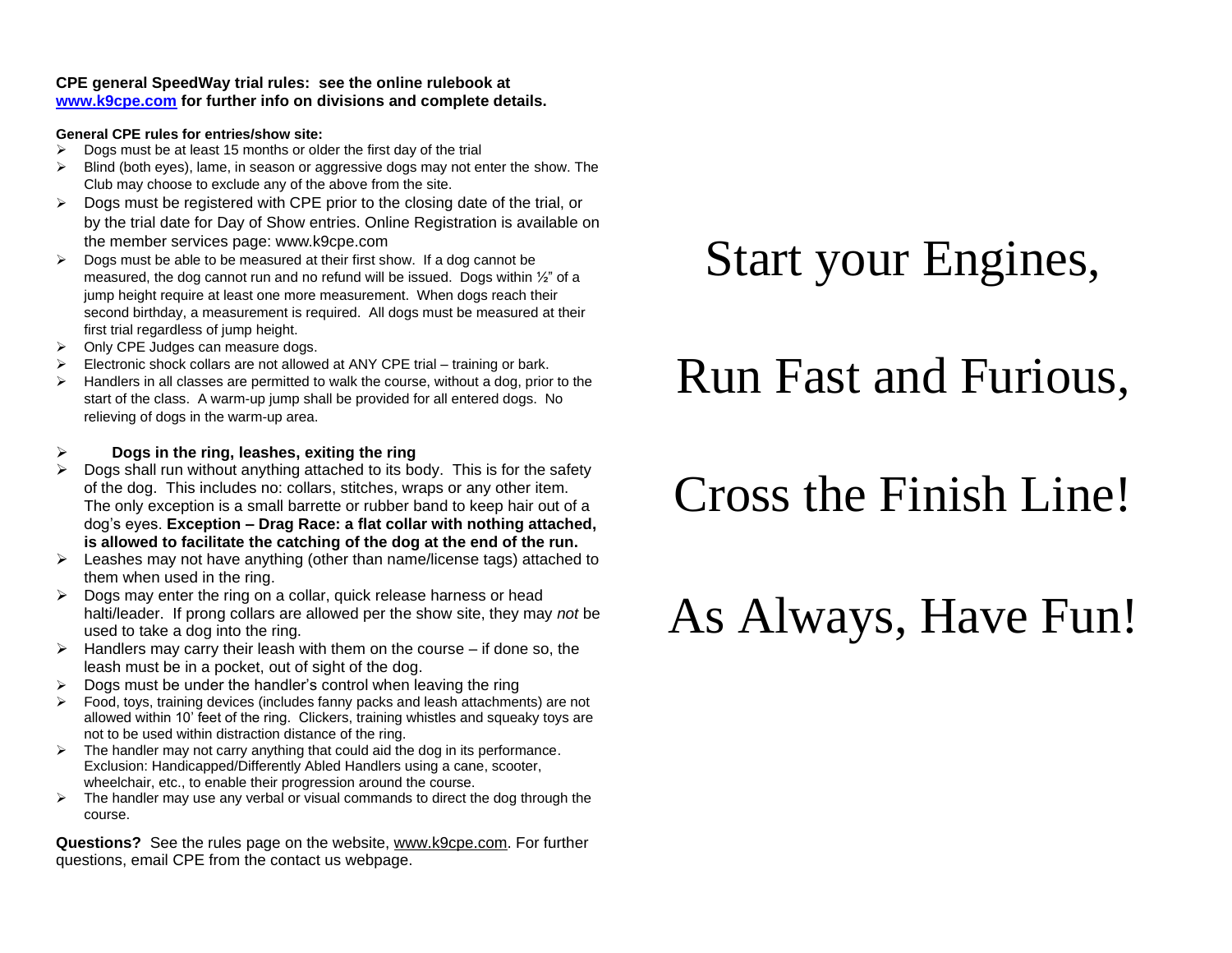**CPE general SpeedWay trial rules: see the online rulebook at [www.k9cpe.com](http://www.k9cpe.com) for further info on divisions and complete details.**

**General CPE rules for entries/show site:**

- Dogs must be at least 15 months or older the first day of the trial
- Blind (both eyes), lame, in season or aggressive dogs may not enter the show. The Club may choose to exclude any of the above from the site.
- Dogs must be registered with CPE prior to the closing date of the trial, or by the trial date for Day of Show entries. Online Registration is available on the member services page: www.k9cpe.com
- Dogs must be able to be measured at their first show. If a dog cannot be measured, the dog cannot run and no refund will be issued. Dogs within ½" of a jump height require at least one more measurement. When dogs reach their second birthday, a measurement is required. All dogs must be measured at their first trial regardless of jump height.
- Only CPE Judges can measure dogs.
- Electronic shock collars are not allowed at ANY CPE trial – training or bark.
- Handlers in all classes are permitted to walk the course, without a dog, prior to the start of the class. A warm-up jump shall be provided for all entered dogs. No relieving of dogs in the warm-up area.

- **Dogs in the ring, leashes, exiting the ring**
- Dogs shall run without anything attached to its body. This is for the safety of the dog. This includes no: collars, stitches, wraps or any other item. The only exception is a small barrette or rubber band to keep hair out of a dog's eyes. **Exception – Drag Race: a flat collar with nothing attached, is allowed to facilitate the catching of the dog at the end of the run.**
- Leashes may not have anything (other than name/license tags) attached to them when used in the ring.
- Dogs may enter the ring on a collar, quick release harness or head halti/leader. If prong collars are allowed per the show site, they may *not* be used to take a dog into the ring.
- Handlers may carry their leash with them on the course – if done so, the leash must be in a pocket, out of sight of the dog.
- Dogs must be under the handler's control when leaving the ring
- Food, toys, training devices (includes fanny packs and leash attachments) are not allowed within 10' feet of the ring. Clickers, training whistles and squeaky toys are not to be used within distraction distance of the ring.
- The handler may not carry anything that could aid the dog in its performance. Exclusion: Handicapped/Differently Abled Handlers using a cane, scooter, wheelchair, etc., to enable their progression around the course.
- The handler may use any verbal or visual commands to direct the dog through the course.

**Questions?** See the rules page on the website, www.k9cpe.com. For further questions, email CPE from the contact us webpage.

# Start your Engines,

# Run Fast and Furious,

# Cross the Finish Line!

# As Always, Have Fun!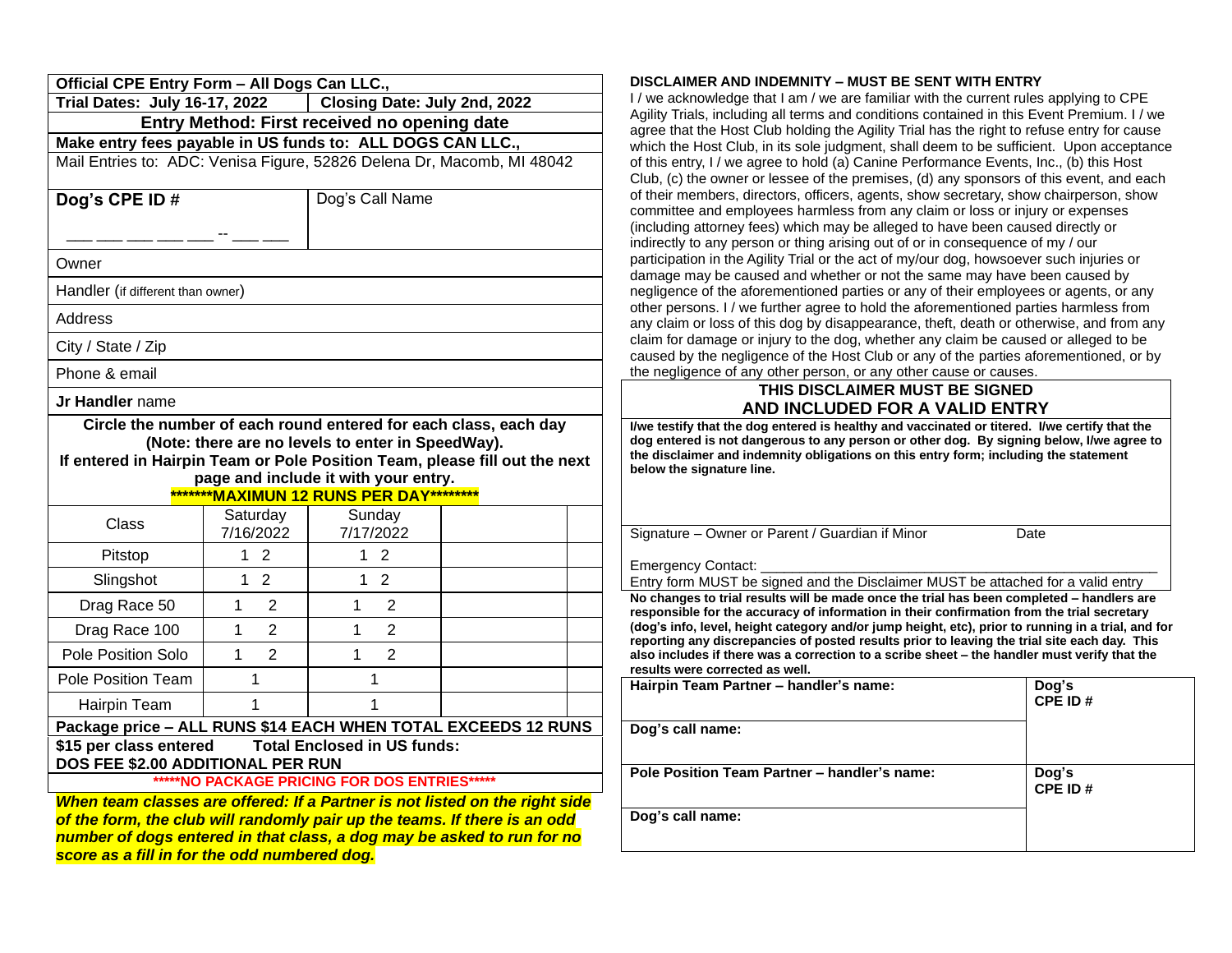**Official CPE Entry Form – All Dogs Can LLC.,**

**Trial Dates: July 16-17, 2022** | **Closing Date: July 2nd, 2022**

**Entry Method: First received no opening date**

**Make entry fees payable in US funds to: ALL DOGS CAN LLC.,**

Mail Entries to: ADC: Venisa Figure, 52826 Delena Dr, Macomb, MI 48042

| | |
|---|---|
| **Dog's CPE ID #** ___ ___ ___ ___ ___ -- ___ ___ | Dog's Call Name |
| Owner | |
| Handler (if different than owner) | |
| Address | |
| City / State / Zip | |
| Phone & email | |
| **Jr Handler** name | |

**Circle the number of each round entered for each class, each day (Note: there are no levels to enter in SpeedWay). If entered in Hairpin Team or Pole Position Team, please fill out the next page and include it with your entry.**

*******MAXIMUN 12 RUNS PER DAY********

| Class | Saturday 7/16/2022 | Sunday 7/17/2022 | | |
|---|---|---|---|---|
| Pitstop | 1 2 | 1 2 | | |
| Slingshot | 1 2 | 1 2 | | |
| Drag Race 50 | 1 2 | 1 2 | | |
| Drag Race 100 | 1 2 | 1 2 | | |
| Pole Position Solo | 1 2 | 1 2 | | |
| Pole Position Team | 1 | 1 | | |
| Hairpin Team | 1 | 1 | | |

**Package price – ALL RUNS $14 EACH WHEN TOTAL EXCEEDS 12 RUNS**

**$15 per class entered** **Total Enclosed in US funds:**

**DOS FEE $2.00 ADDITIONAL PER RUN**

*****NO PACKAGE PRICING FOR DOS ENTRIES*****

***When team classes are offered: If a Partner is not listed on the right side of the form, the club will randomly pair up the teams. If there is an odd number of dogs entered in that class, a dog may be asked to run for no score as a fill in for the odd numbered dog.***

**DISCLAIMER AND INDEMNITY – MUST BE SENT WITH ENTRY**

I / we acknowledge that I am / we are familiar with the current rules applying to CPE Agility Trials, including all terms and conditions contained in this Event Premium. I / we agree that the Host Club holding the Agility Trial has the right to refuse entry for cause which the Host Club, in its sole judgment, shall deem to be sufficient. Upon acceptance of this entry, I / we agree to hold (a) Canine Performance Events, Inc., (b) this Host Club, (c) the owner or lessee of the premises, (d) any sponsors of this event, and each of their members, directors, officers, agents, show secretary, show chairperson, show committee and employees harmless from any claim or loss or injury or expenses (including attorney fees) which may be alleged to have been caused directly or indirectly to any person or thing arising out of or in consequence of my / our participation in the Agility Trial or the act of my/our dog, howsoever such injuries or damage may be caused and whether or not the same may have been caused by negligence of the aforementioned parties or any of their employees or agents, or any other persons. I / we further agree to hold the aforementioned parties harmless from any claim or loss of this dog by disappearance, theft, death or otherwise, and from any claim for damage or injury to the dog, whether any claim be caused or alleged to be caused by the negligence of the Host Club or any of the parties aforementioned, or by the negligence of any other person, or any other cause or causes.

**THIS DISCLAIMER MUST BE SIGNED AND INCLUDED FOR A VALID ENTRY**

**I/we testify that the dog entered is healthy and vaccinated or titered. I/we certify that the dog entered is not dangerous to any person or other dog. By signing below, I/we agree to the disclaimer and indemnity obligations on this entry form; including the statement below the signature line.**

Signature – Owner or Parent / Guardian if Minor Date

Emergency Contact: ______________________________________________

Entry form MUST be signed and the Disclaimer MUST be attached for a valid entry

**No changes to trial results will be made once the trial has been completed – handlers are responsible for the accuracy of information in their confirmation from the trial secretary (dog's info, level, height category and/or jump height, etc), prior to running in a trial, and for reporting any discrepancies of posted results prior to leaving the trial site each day. This also includes if there was a correction to a scribe sheet – the handler must verify that the results were corrected as well.**

| | |
|---|---|
| **Hairpin Team Partner – handler's name:** | **Dog's CPE ID #** |
| **Dog's call name:** | |
| **Pole Position Team Partner – handler's name:** | **Dog's CPE ID #** |
| **Dog's call name:** | |